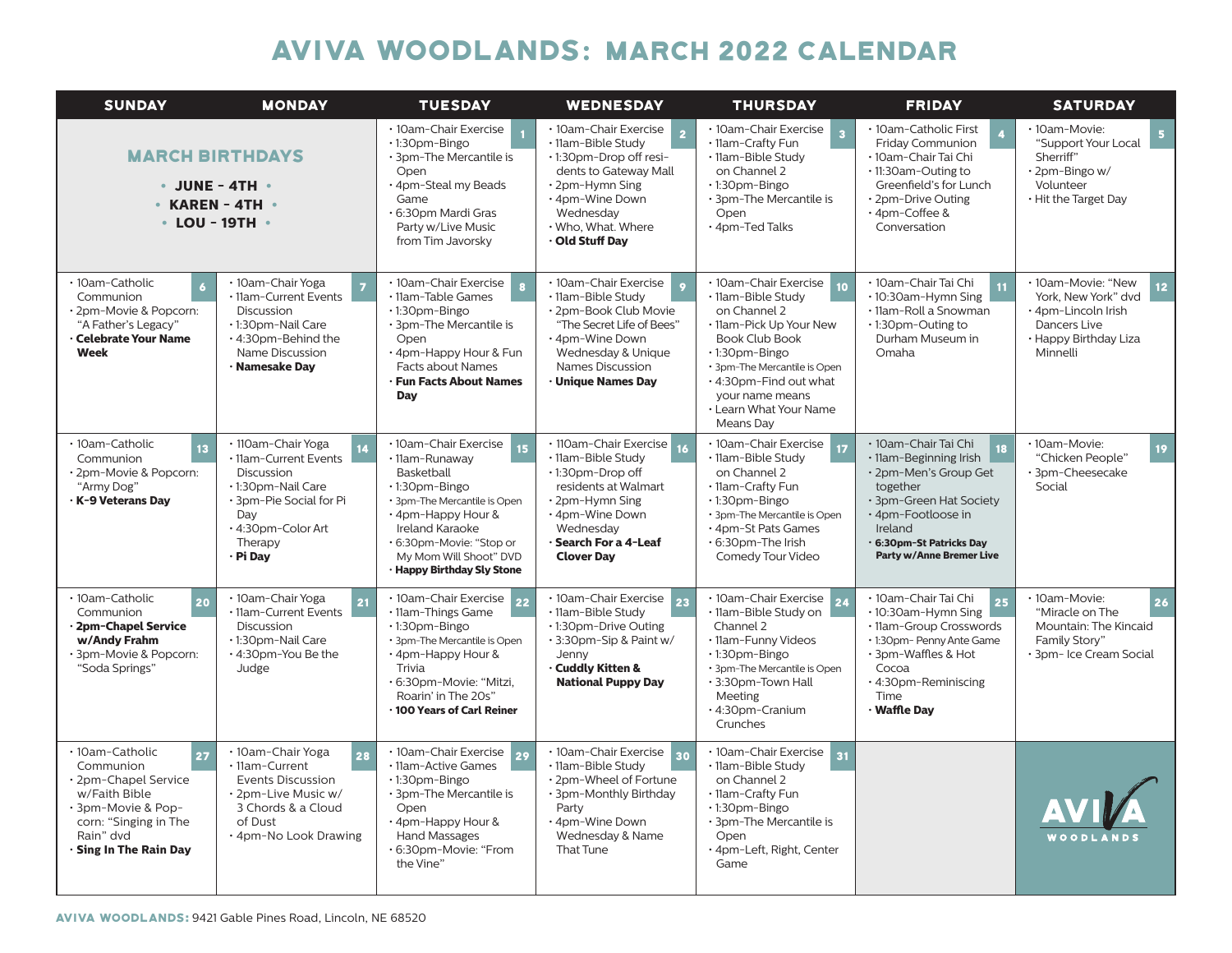# AVIVA WOODLANDS: MARCH 2022 CALENDAR

| SUNDAY | MONDAY | TUESDAY | WEDNESDAY | THURSDAY | FRIDAY | SATURDAY |
|---|---|---|---|---|---|---|
| **MARCH BIRTHDAYS**<br>• JUNE - 4TH •<br>• KAREN - 4TH •<br>• LOU - 19TH • | | **1**<br>• 10am-Chair Exercise<br>• 1:30pm-Bingo<br>• 3pm-The Mercantile is Open<br>• 4pm-Steal my Beads Game<br>• 6:30pm Mardi Gras Party w/Live Music from Tim Javorsky | **2**<br>• 10am-Chair Exercise<br>• 11am-Bible Study<br>• 1:30pm-Drop off residents to Gateway Mall<br>• 2pm-Hymn Sing<br>• 4pm-Wine Down Wednesday<br>• Who, What. Where<br>• **Old Stuff Day** | **3**<br>• 10am-Chair Exercise<br>• 11am-Crafty Fun<br>• 11am-Bible Study on Channel 2<br>• 1:30pm-Bingo<br>• 3pm-The Mercantile is Open<br>• 4pm-Ted Talks | **4**<br>• 10am-Catholic First Friday Communion<br>• 10am-Chair Tai Chi<br>• 11:30am-Outing to Greenfield's for Lunch<br>• 2pm-Drive Outing<br>• 4pm-Coffee & Conversation | **5**<br>• 10am-Movie: "Support Your Local Sherriff"<br>• 2pm-Bingo w/ Volunteer<br>• Hit the Target Day |
| **6**<br>• 10am-Catholic Communion<br>• 2pm-Movie & Popcorn: "A Father's Legacy"<br>• **Celebrate Your Name Week** | **7**<br>• 10am-Chair Yoga<br>• 11am-Current Events Discussion<br>• 1:30pm-Nail Care<br>• 4:30pm-Behind the Name Discussion<br>• **Namesake Day** | **8**<br>• 10am-Chair Exercise<br>• 11am-Table Games<br>• 1:30pm-Bingo<br>• 3pm-The Mercantile is Open<br>• 4pm-Happy Hour & Fun Facts about Names<br>• **Fun Facts About Names Day** | **9**<br>• 10am-Chair Exercise<br>• 11am-Bible Study<br>• 2pm-Book Club Movie "The Secret Life of Bees"<br>• 4pm-Wine Down Wednesday & Unique Names Discussion<br>• **Unique Names Day** | **10**<br>• 10am-Chair Exercise<br>• 11am-Bible Study on Channel 2<br>• 11am-Pick Up Your New Book Club Book<br>• 1:30pm-Bingo<br>• 3pm-The Mercantile is Open<br>• 4:30pm-Find out what your name means<br>• Learn What Your Name Means Day | **11**<br>• 10am-Chair Tai Chi<br>• 10:30am-Hymn Sing<br>• 11am-Roll a Snowman<br>• 1:30pm-Outing to Durham Museum in Omaha | **12**<br>• 10am-Movie: "New York, New York" dvd<br>• 4pm-Lincoln Irish Dancers Live<br>• Happy Birthday Liza Minnelli |
| **13**<br>• 10am-Catholic Communion<br>• 2pm-Movie & Popcorn: "Army Dog"<br>• **K-9 Veterans Day** | **14**<br>• 110am-Chair Yoga<br>• 11am-Current Events Discussion<br>• 1:30pm-Nail Care<br>• 3pm-Pie Social for Pi Day<br>• 4:30pm-Color Art Therapy<br>• **Pi Day** | **15**<br>• 10am-Chair Exercise<br>• 11am-Runaway Basketball<br>• 1:30pm-Bingo<br>• 3pm-The Mercantile is Open<br>• 4pm-Happy Hour & Ireland Karaoke<br>• 6:30pm-Movie: "Stop or My Mom Will Shoot" DVD<br>• **Happy Birthday Sly Stone** | **16**<br>• 110am-Chair Exercise<br>• 11am-Bible Study<br>• 1:30pm-Drop off residents at Walmart<br>• 2pm-Hymn Sing<br>• 4pm-Wine Down Wednesday<br>• **Search For a 4-Leaf Clover Day** | **17**<br>• 10am-Chair Exercise<br>• 11am-Bible Study on Channel 2<br>• 11am-Crafty Fun<br>• 1:30pm-Bingo<br>• 3pm-The Mercantile is Open<br>• 4pm-St Pats Games<br>• 6:30pm-The Irish Comedy Tour Video | **18**<br>• 10am-Chair Tai Chi<br>• 11am-Beginning Irish<br>• 2pm-Men's Group Get together<br>• 3pm-Green Hat Society<br>• 4pm-Footloose in Ireland<br>• **6:30pm-St Patricks Day Party w/Anne Bremer Live** | **19**<br>• 10am-Movie: "Chicken People"<br>• 3pm-Cheesecake Social |
| **20**<br>• 10am-Catholic Communion<br>• **2pm-Chapel Service w/Andy Frahm**<br>• 3pm-Movie & Popcorn: "Soda Springs" | **21**<br>• 10am-Chair Yoga<br>• 11am-Current Events Discussion<br>• 1:30pm-Nail Care<br>• 4:30pm-You Be the Judge | **22**<br>• 10am-Chair Exercise<br>• 11am-Things Game<br>• 1:30pm-Bingo<br>• 3pm-The Mercantile is Open<br>• 4pm-Happy Hour & Trivia<br>• 6:30pm-Movie: "Mitzi, Roarin' in The 20s"<br>• **100 Years of Carl Reiner** | **23**<br>• 10am-Chair Exercise<br>• 11am-Bible Study<br>• 1:30pm-Drive Outing<br>• 3:30pm-Sip & Paint w/ Jenny<br>• **Cuddly Kitten & National Puppy Day** | **24**<br>• 10am-Chair Exercise<br>• 11am-Bible Study on Channel 2<br>• 11am-Funny Videos<br>• 1:30pm-Bingo<br>• 3pm-The Mercantile is Open<br>• 3:30pm-Town Hall Meeting<br>• 4:30pm-Cranium Crunches | **25**<br>• 10am-Chair Tai Chi<br>• 10:30am-Hymn Sing<br>• 11am-Group Crosswords<br>• 1:30pm- Penny Ante Game<br>• 3pm-Waffles & Hot Cocoa<br>• 4:30pm-Reminiscing Time<br>• **Waffle Day** | **26**<br>• 10am-Movie: "Miracle on The Mountain: The Kincaid Family Story"<br>• 3pm- Ice Cream Social |
| **27**<br>• 10am-Catholic Communion<br>• 2pm-Chapel Service w/Faith Bible<br>• 3pm-Movie & Popcorn: "Singing in The Rain" dvd<br>• **Sing In The Rain Day** | **28**<br>• 10am-Chair Yoga<br>• 11am-Current Events Discussion<br>• 2pm-Live Music w/ 3 Chords & a Cloud of Dust<br>• 4pm-No Look Drawing | **29**<br>• 10am-Chair Exercise<br>• 11am-Active Games<br>• 1:30pm-Bingo<br>• 3pm-The Mercantile is Open<br>• 4pm-Happy Hour & Hand Massages<br>• 6:30pm-Movie: "From the Vine" | **30**<br>• 10am-Chair Exercise<br>• 11am-Bible Study<br>• 2pm-Wheel of Fortune<br>• 3pm-Monthly Birthday Party<br>• 4pm-Wine Down Wednesday & Name That Tune | **31**<br>• 10am-Chair Exercise<br>• 11am-Bible Study on Channel 2<br>• 11am-Crafty Fun<br>• 1:30pm-Bingo<br>• 3pm-The Mercantile is Open<br>• 4pm-Left, Right, Center Game | | AVIVA WOODLANDS |

**AVIVA WOODLANDS:** 9421 Gable Pines Road, Lincoln, NE 68520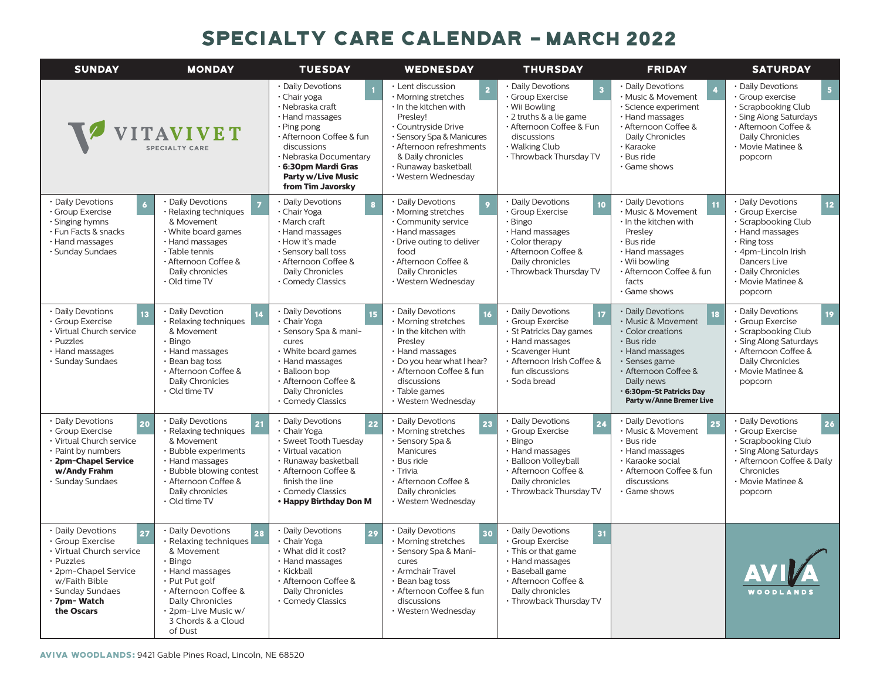# SPECIALTY CARE CALENDAR – MARCH 2022

| SUNDAY | MONDAY | TUESDAY | WEDNESDAY | THURSDAY | FRIDAY | SATURDAY |
|---|---|---|---|---|---|---|
| VITAVIVET SPECIALTY CARE | | **1** • Daily Devotions • Chair yoga • Nebraska craft • Hand massages • Ping pong • Afternoon Coffee & fun discussions • Nebraska Documentary • **6:30pm Mardi Gras Party w/Live Music from Tim Javorsky** | **2** • Lent discussion • Morning stretches • In the kitchen with Presley! • Countryside Drive • Sensory Spa & Manicures • Afternoon refreshments & Daily chronicles • Runaway basketball • Western Wednesday | **3** • Daily Devotions • Group Exercise • Wii Bowling • 2 truths & a lie game • Afternoon Coffee & Fun discussions • Walking Club • Throwback Thursday TV | **4** • Daily Devotions • Music & Movement • Science experiment • Hand massages • Afternoon Coffee & Daily Chronicles • Karaoke • Bus ride • Game shows | **5** • Daily Devotions • Group exercise • Scrapbooking Club • Sing Along Saturdays • Afternoon Coffee & Daily Chronicles • Movie Matinee & popcorn |
| **6** • Daily Devotions • Group Exercise • Singing hymns • Fun Facts & snacks • Hand massages • Sunday Sundaes | **7** • Daily Devotions • Relaxing techniques & Movement • White board games • Hand massages • Table tennis • Afternoon Coffee & Daily chronicles • Old time TV | **8** • Daily Devotions • Chair Yoga • March craft • Hand massages • How it's made • Sensory ball toss • Afternoon Coffee & Daily Chronicles • Comedy Classics | **9** • Daily Devotions • Morning stretches • Community service • Hand massages • Drive outing to deliver food • Afternoon Coffee & Daily Chronicles • Western Wednesday | **10** • Daily Devotions • Group Exercise • Bingo • Hand massages • Color therapy • Afternoon Coffee & Daily chronicles • Throwback Thursday TV | **11** • Daily Devotions • Music & Movement • In the kitchen with Presley • Bus ride • Hand massages • Wii bowling • Afternoon Coffee & fun facts • Game shows | **12** • Daily Devotions • Group Exercise • Scrapbooking Club • Hand massages • Ring toss • 4pm-Lincoln Irish Dancers Live • Daily Chronicles • Movie Matinee & popcorn |
| **13** • Daily Devotions • Group Exercise • Virtual Church service • Puzzles • Hand massages • Sunday Sundaes | **14** • Daily Devotion • Relaxing techniques & Movement • Bingo • Hand massages • Bean bag toss • Afternoon Coffee & Daily Chronicles • Old time TV | **15** • Daily Devotions • Chair Yoga • Sensory Spa & manicures • White board games • Hand massages • Balloon bop • Afternoon Coffee & Daily Chronicles • Comedy Classics | **16** • Daily Devotions • Morning stretches • In the kitchen with Presley • Hand massages • Do you hear what I hear? • Afternoon Coffee & fun discussions • Table games • Western Wednesday | **17** • Daily Devotions • Group Exercise • St Patricks Day games • Hand massages • Scavenger Hunt • Afternoon Irish Coffee & fun discussions • Soda bread | **18** • Daily Devotions • Music & Movement • Color creations • Bus ride • Hand massages • Senses game • Afternoon Coffee & Daily news • **6:30pm-St Patricks Day Party w/Anne Bremer Live** | **19** • Daily Devotions • Group Exercise • Scrapbooking Club • Sing Along Saturdays • Afternoon Coffee & Daily Chronicles • Movie Matinee & popcorn |
| **20** • Daily Devotions • Group Exercise • Virtual Church service • Paint by numbers • **2pm-Chapel Service w/Andy Frahm** • Sunday Sundaes | **21** • Daily Devotions • Relaxing techniques & Movement • Bubble experiments • Hand massages • Bubble blowing contest • Afternoon Coffee & Daily chronicles • Old time TV | **22** • Daily Devotions • Chair Yoga • Sweet Tooth Tuesday • Virtual vacation • Runaway basketball • Afternoon Coffee & finish the line • Comedy Classics • **Happy Birthday Don M** | **23** • Daily Devotions • Morning stretches • Sensory Spa & Manicures • Bus ride • Trivia • Afternoon Coffee & Daily chronicles • Western Wednesday | **24** • Daily Devotions • Group Exercise • Bingo • Hand massages • Balloon Volleyball • Afternoon Coffee & Daily chronicles • Throwback Thursday TV | **25** • Daily Devotions • Music & Movement • Bus ride • Hand massages • Karaoke social • Afternoon Coffee & fun discussions • Game shows | **26** • Daily Devotions • Group Exercise • Scrapbooking Club • Sing Along Saturdays • Afternoon Coffee & Daily Chronicles • Movie Matinee & popcorn |
| **27** • Daily Devotions • Group Exercise • Virtual Church service • Puzzles • 2pm-Chapel Service w/Faith Bible • Sunday Sundaes • **7pm- Watch the Oscars** | **28** • Daily Devotions • Relaxing techniques & Movement • Bingo • Hand massages • Put Put golf • Afternoon Coffee & Daily Chronicles • 2pm-Live Music w/ 3 Chords & a Cloud of Dust | **29** • Daily Devotions • Chair Yoga • What did it cost? • Hand massages • Kickball • Afternoon Coffee & Daily Chronicles • Comedy Classics | **30** • Daily Devotions • Morning stretches • Sensory Spa & Manicures • Armchair Travel • Bean bag toss • Afternoon Coffee & fun discussions • Western Wednesday | **31** • Daily Devotions • Group Exercise • This or that game • Hand massages • Baseball game • Afternoon Coffee & Daily chronicles • Throwback Thursday TV | | AVIVA WOODLANDS |

**AVIVA WOODLANDS:** 9421 Gable Pines Road, Lincoln, NE 68520